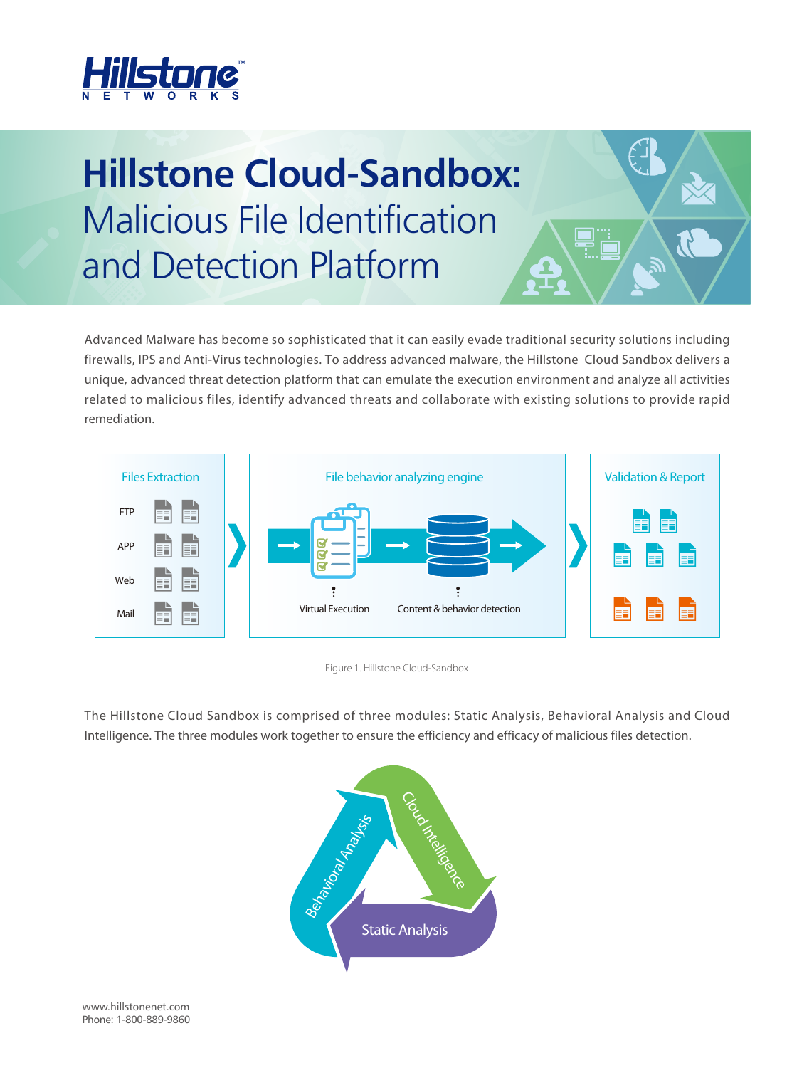# Hillstone Cloud-Sandbox: Malicious File Identification and Detection Platform

Advanced Malware has become so sophisticated that it can easily evade traditional security solutions including firewalls, IPS and Anti-Virus technologies. To address advanced malware, the Hillstone Cloud Sandbox delivers a unique, advanced threat detection platform that can emulate the execution environment and analyze all activities related to malicious files, identify advanced threats and collaborate with existing solutions to provide rapid remediation.

Files Extraction

FTP

APP

Web

Mail

File behavior analyzing engine

Virtual Execution

Content & behavior detection

Validation & Report

Figure 1. Hillstone Cloud-Sandbox

The Hillstone Cloud Sandbox is comprised of three modules: Static Analysis, Behavioral Analysis and Cloud Intelligence. The three modules work together to ensure the efficiency and efficacy of malicious files detection.

Cloud Intelligence

Behavioral Analysis

Static Analysis

www.hillstonenet.com
Phone: 1-800-889-9860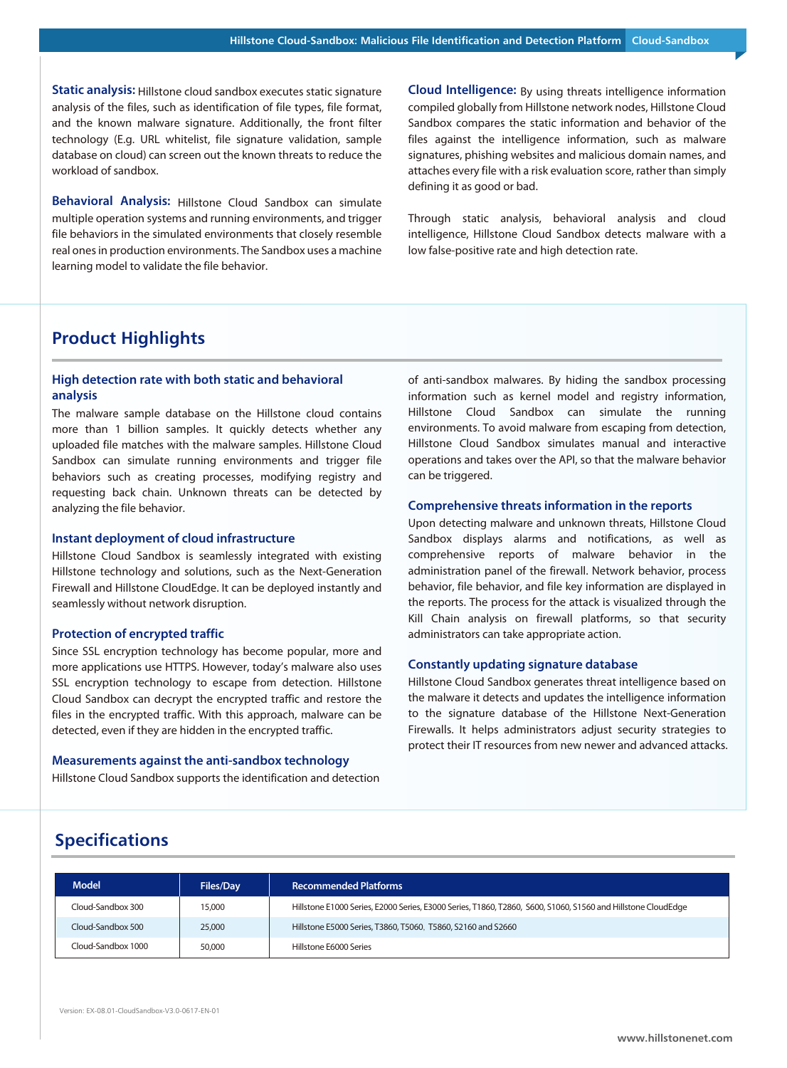**Static analysis:** Hillstone cloud sandbox executes static signature analysis of the files, such as identification of file types, file format, and the known malware signature. Additionally, the front filter technology (E.g. URL whitelist, file signature validation, sample database on cloud) can screen out the known threats to reduce the workload of sandbox.

**Behavioral Analysis:** Hillstone Cloud Sandbox can simulate multiple operation systems and running environments, and trigger file behaviors in the simulated environments that closely resemble real ones in production environments. The Sandbox uses a machine learning model to validate the file behavior.

**Cloud Intelligence:** By using threats intelligence information compiled globally from Hillstone network nodes, Hillstone Cloud Sandbox compares the static information and behavior of the files against the intelligence information, such as malware signatures, phishing websites and malicious domain names, and attaches every file with a risk evaluation score, rather than simply defining it as good or bad.

Through static analysis, behavioral analysis and cloud intelligence, Hillstone Cloud Sandbox detects malware with a low false-positive rate and high detection rate.

## Product Highlights

### High detection rate with both static and behavioral analysis

The malware sample database on the Hillstone cloud contains more than 1 billion samples. It quickly detects whether any uploaded file matches with the malware samples. Hillstone Cloud Sandbox can simulate running environments and trigger file behaviors such as creating processes, modifying registry and requesting back chain. Unknown threats can be detected by analyzing the file behavior.

### Instant deployment of cloud infrastructure

Hillstone Cloud Sandbox is seamlessly integrated with existing Hillstone technology and solutions, such as the Next-Generation Firewall and Hillstone CloudEdge. It can be deployed instantly and seamlessly without network disruption.

### Protection of encrypted traffic

Since SSL encryption technology has become popular, more and more applications use HTTPS. However, today's malware also uses SSL encryption technology to escape from detection. Hillstone Cloud Sandbox can decrypt the encrypted traffic and restore the files in the encrypted traffic. With this approach, malware can be detected, even if they are hidden in the encrypted traffic.

### Measurements against the anti-sandbox technology

Hillstone Cloud Sandbox supports the identification and detection of anti-sandbox malwares. By hiding the sandbox processing information such as kernel model and registry information, Hillstone Cloud Sandbox can simulate the running environments. To avoid malware from escaping from detection, Hillstone Cloud Sandbox simulates manual and interactive operations and takes over the API, so that the malware behavior can be triggered.

### Comprehensive threats information in the reports

Upon detecting malware and unknown threats, Hillstone Cloud Sandbox displays alarms and notifications, as well as comprehensive reports of malware behavior in the administration panel of the firewall. Network behavior, process behavior, file behavior, and file key information are displayed in the reports. The process for the attack is visualized through the Kill Chain analysis on firewall platforms, so that security administrators can take appropriate action.

### Constantly updating signature database

Hillstone Cloud Sandbox generates threat intelligence based on the malware it detects and updates the intelligence information to the signature database of the Hillstone Next-Generation Firewalls. It helps administrators adjust security strategies to protect their IT resources from new newer and advanced attacks.

## Specifications

| Model | Files/Day | Recommended Platforms |
|---|---|---|
| Cloud-Sandbox 300 | 15,000 | Hillstone E1000 Series, E2000 Series, E3000 Series, T1860, T2860, S600, S1060, S1560 and Hillstone CloudEdge |
| Cloud-Sandbox 500 | 25,000 | Hillstone E5000 Series, T3860, T5060, T5860, S2160 and S2660 |
| Cloud-Sandbox 1000 | 50,000 | Hillstone E6000 Series |

Version: EX-08.01-CloudSandbox-V3.0-0617-EN-01